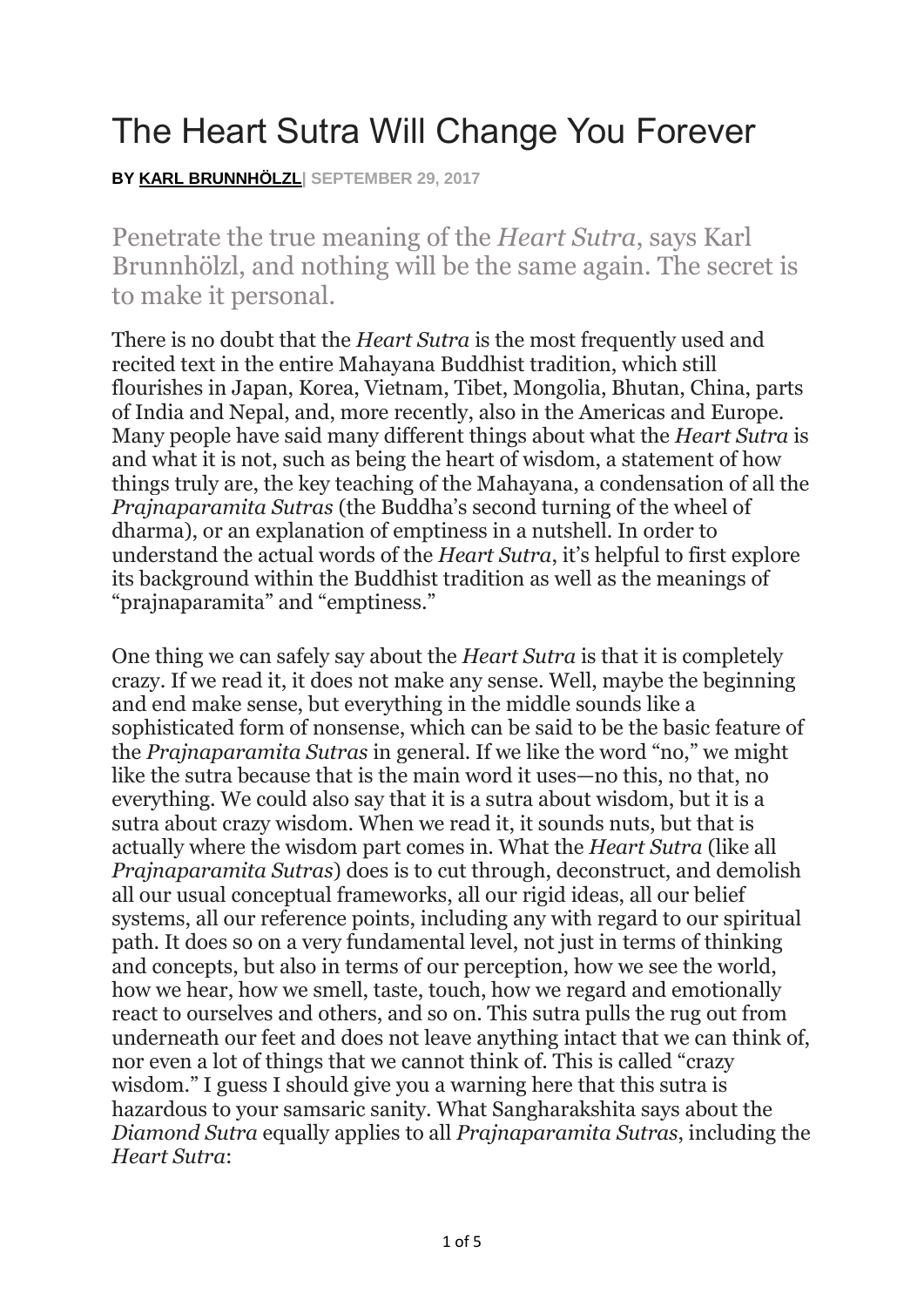# The Heart Sutra Will Change You Forever

**BY KARL BRUNNHÖLZL| SEPTEMBER 29, 2017**

Penetrate the true meaning of the *Heart Sutra*, says Karl Brunnhölzl, and nothing will be the same again. The secret is to make it personal.

There is no doubt that the *Heart Sutra* is the most frequently used and recited text in the entire Mahayana Buddhist tradition, which still flourishes in Japan, Korea, Vietnam, Tibet, Mongolia, Bhutan, China, parts of India and Nepal, and, more recently, also in the Americas and Europe. Many people have said many different things about what the *Heart Sutra* is and what it is not, such as being the heart of wisdom, a statement of how things truly are, the key teaching of the Mahayana, a condensation of all the *Prajnaparamita Sutras* (the Buddha's second turning of the wheel of dharma), or an explanation of emptiness in a nutshell. In order to understand the actual words of the *Heart Sutra*, it's helpful to first explore its background within the Buddhist tradition as well as the meanings of "prajnaparamita" and "emptiness."

One thing we can safely say about the *Heart Sutra* is that it is completely crazy. If we read it, it does not make any sense. Well, maybe the beginning and end make sense, but everything in the middle sounds like a sophisticated form of nonsense, which can be said to be the basic feature of the *Prajnaparamita Sutras* in general. If we like the word "no," we might like the sutra because that is the main word it uses—no this, no that, no everything. We could also say that it is a sutra about wisdom, but it is a sutra about crazy wisdom. When we read it, it sounds nuts, but that is actually where the wisdom part comes in. What the *Heart Sutra* (like all *Prajnaparamita Sutras*) does is to cut through, deconstruct, and demolish all our usual conceptual frameworks, all our rigid ideas, all our belief systems, all our reference points, including any with regard to our spiritual path. It does so on a very fundamental level, not just in terms of thinking and concepts, but also in terms of our perception, how we see the world, how we hear, how we smell, taste, touch, how we regard and emotionally react to ourselves and others, and so on. This sutra pulls the rug out from underneath our feet and does not leave anything intact that we can think of, nor even a lot of things that we cannot think of. This is called "crazy wisdom." I guess I should give you a warning here that this sutra is hazardous to your samsaric sanity. What Sangharakshita says about the *Diamond Sutra* equally applies to all *Prajnaparamita Sutras*, including the *Heart Sutra*: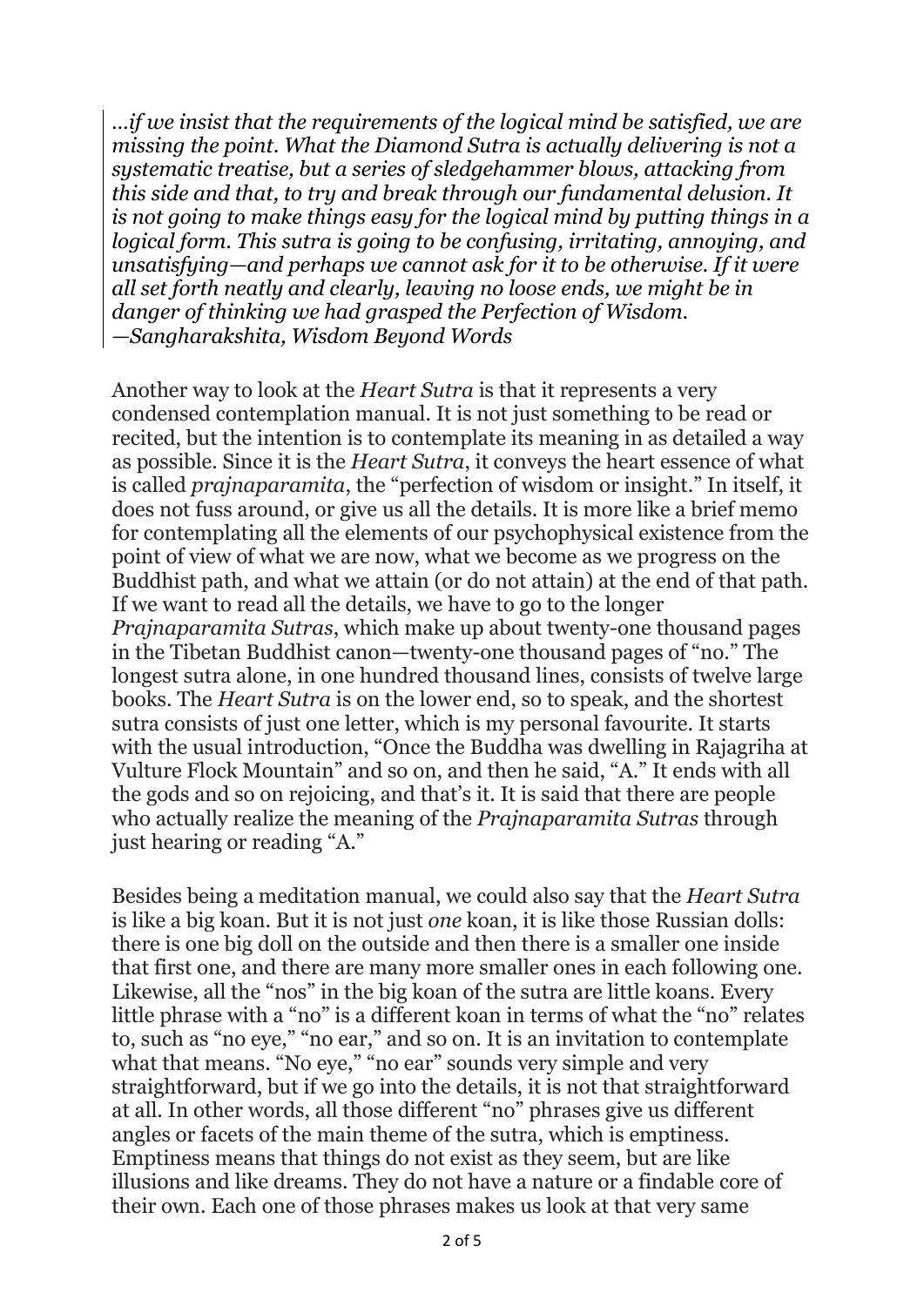> *...if we insist that the requirements of the logical mind be satisfied, we are missing the point. What the Diamond Sutra is actually delivering is not a systematic treatise, but a series of sledgehammer blows, attacking from this side and that, to try and break through our fundamental delusion. It is not going to make things easy for the logical mind by putting things in a logical form. This sutra is going to be confusing, irritating, annoying, and unsatisfying—and perhaps we cannot ask for it to be otherwise. If it were all set forth neatly and clearly, leaving no loose ends, we might be in danger of thinking we had grasped the Perfection of Wisdom.*
> *—Sangharakshita, Wisdom Beyond Words*

Another way to look at the *Heart Sutra* is that it represents a very condensed contemplation manual. It is not just something to be read or recited, but the intention is to contemplate its meaning in as detailed a way as possible. Since it is the *Heart Sutra*, it conveys the heart essence of what is called *prajnaparamita*, the "perfection of wisdom or insight." In itself, it does not fuss around, or give us all the details. It is more like a brief memo for contemplating all the elements of our psychophysical existence from the point of view of what we are now, what we become as we progress on the Buddhist path, and what we attain (or do not attain) at the end of that path. If we want to read all the details, we have to go to the longer *Prajnaparamita Sutras*, which make up about twenty-one thousand pages in the Tibetan Buddhist canon—twenty-one thousand pages of "no." The longest sutra alone, in one hundred thousand lines, consists of twelve large books. The *Heart Sutra* is on the lower end, so to speak, and the shortest sutra consists of just one letter, which is my personal favourite. It starts with the usual introduction, "Once the Buddha was dwelling in Rajagriha at Vulture Flock Mountain" and so on, and then he said, "A." It ends with all the gods and so on rejoicing, and that's it. It is said that there are people who actually realize the meaning of the *Prajnaparamita Sutras* through just hearing or reading "A."

Besides being a meditation manual, we could also say that the *Heart Sutra* is like a big koan. But it is not just *one* koan, it is like those Russian dolls: there is one big doll on the outside and then there is a smaller one inside that first one, and there are many more smaller ones in each following one. Likewise, all the "nos" in the big koan of the sutra are little koans. Every little phrase with a "no" is a different koan in terms of what the "no" relates to, such as "no eye," "no ear," and so on. It is an invitation to contemplate what that means. "No eye," "no ear" sounds very simple and very straightforward, but if we go into the details, it is not that straightforward at all. In other words, all those different "no" phrases give us different angles or facets of the main theme of the sutra, which is emptiness. Emptiness means that things do not exist as they seem, but are like illusions and like dreams. They do not have a nature or a findable core of their own. Each one of those phrases makes us look at that very same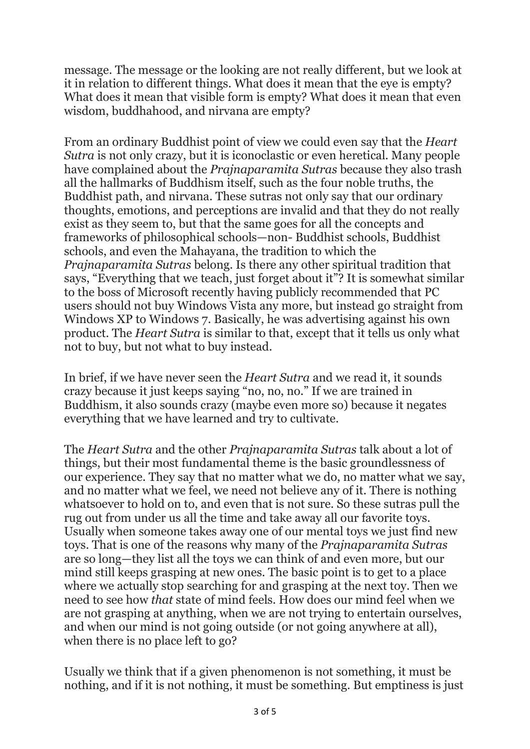message. The message or the looking are not really different, but we look at it in relation to different things. What does it mean that the eye is empty? What does it mean that visible form is empty? What does it mean that even wisdom, buddhahood, and nirvana are empty?

From an ordinary Buddhist point of view we could even say that the *Heart Sutra* is not only crazy, but it is iconoclastic or even heretical. Many people have complained about the *Prajnaparamita Sutras* because they also trash all the hallmarks of Buddhism itself, such as the four noble truths, the Buddhist path, and nirvana. These sutras not only say that our ordinary thoughts, emotions, and perceptions are invalid and that they do not really exist as they seem to, but that the same goes for all the concepts and frameworks of philosophical schools—non- Buddhist schools, Buddhist schools, and even the Mahayana, the tradition to which the *Prajnaparamita Sutras* belong. Is there any other spiritual tradition that says, "Everything that we teach, just forget about it"? It is somewhat similar to the boss of Microsoft recently having publicly recommended that PC users should not buy Windows Vista any more, but instead go straight from Windows XP to Windows 7. Basically, he was advertising against his own product. The *Heart Sutra* is similar to that, except that it tells us only what not to buy, but not what to buy instead.

In brief, if we have never seen the *Heart Sutra* and we read it, it sounds crazy because it just keeps saying "no, no, no." If we are trained in Buddhism, it also sounds crazy (maybe even more so) because it negates everything that we have learned and try to cultivate.

The *Heart Sutra* and the other *Prajnaparamita Sutras* talk about a lot of things, but their most fundamental theme is the basic groundlessness of our experience. They say that no matter what we do, no matter what we say, and no matter what we feel, we need not believe any of it. There is nothing whatsoever to hold on to, and even that is not sure. So these sutras pull the rug out from under us all the time and take away all our favorite toys. Usually when someone takes away one of our mental toys we just find new toys. That is one of the reasons why many of the *Prajnaparamita Sutras* are so long—they list all the toys we can think of and even more, but our mind still keeps grasping at new ones. The basic point is to get to a place where we actually stop searching for and grasping at the next toy. Then we need to see how *that* state of mind feels. How does our mind feel when we are not grasping at anything, when we are not trying to entertain ourselves, and when our mind is not going outside (or not going anywhere at all), when there is no place left to go?

Usually we think that if a given phenomenon is not something, it must be nothing, and if it is not nothing, it must be something. But emptiness is just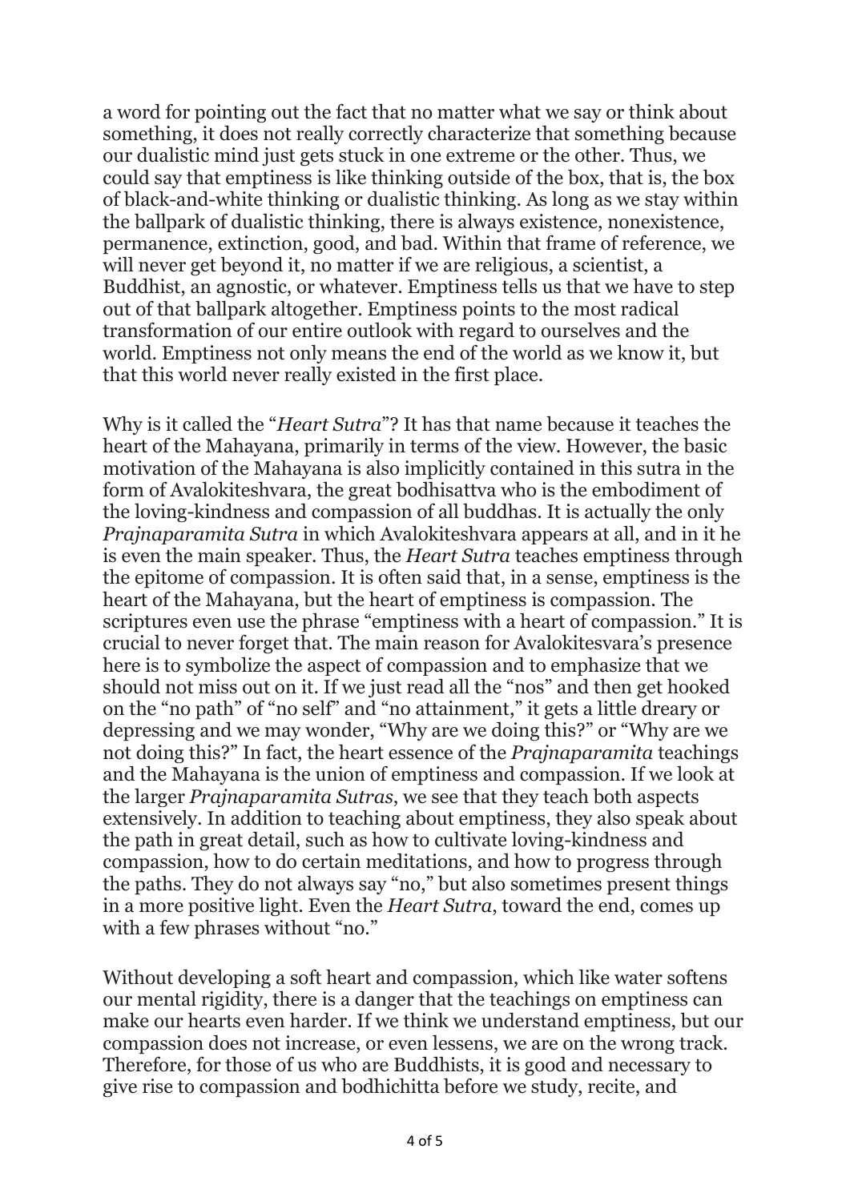a word for pointing out the fact that no matter what we say or think about something, it does not really correctly characterize that something because our dualistic mind just gets stuck in one extreme or the other. Thus, we could say that emptiness is like thinking outside of the box, that is, the box of black-and-white thinking or dualistic thinking. As long as we stay within the ballpark of dualistic thinking, there is always existence, nonexistence, permanence, extinction, good, and bad. Within that frame of reference, we will never get beyond it, no matter if we are religious, a scientist, a Buddhist, an agnostic, or whatever. Emptiness tells us that we have to step out of that ballpark altogether. Emptiness points to the most radical transformation of our entire outlook with regard to ourselves and the world. Emptiness not only means the end of the world as we know it, but that this world never really existed in the first place.

Why is it called the "*Heart Sutra*"? It has that name because it teaches the heart of the Mahayana, primarily in terms of the view. However, the basic motivation of the Mahayana is also implicitly contained in this sutra in the form of Avalokiteshvara, the great bodhisattva who is the embodiment of the loving-kindness and compassion of all buddhas. It is actually the only *Prajnaparamita Sutra* in which Avalokiteshvara appears at all, and in it he is even the main speaker. Thus, the *Heart Sutra* teaches emptiness through the epitome of compassion. It is often said that, in a sense, emptiness is the heart of the Mahayana, but the heart of emptiness is compassion. The scriptures even use the phrase "emptiness with a heart of compassion." It is crucial to never forget that. The main reason for Avalokitesvara's presence here is to symbolize the aspect of compassion and to emphasize that we should not miss out on it. If we just read all the "nos" and then get hooked on the "no path" of "no self" and "no attainment," it gets a little dreary or depressing and we may wonder, "Why are we doing this?" or "Why are we not doing this?" In fact, the heart essence of the *Prajnaparamita* teachings and the Mahayana is the union of emptiness and compassion. If we look at the larger *Prajnaparamita Sutras*, we see that they teach both aspects extensively. In addition to teaching about emptiness, they also speak about the path in great detail, such as how to cultivate loving-kindness and compassion, how to do certain meditations, and how to progress through the paths. They do not always say "no," but also sometimes present things in a more positive light. Even the *Heart Sutra*, toward the end, comes up with a few phrases without "no."

Without developing a soft heart and compassion, which like water softens our mental rigidity, there is a danger that the teachings on emptiness can make our hearts even harder. If we think we understand emptiness, but our compassion does not increase, or even lessens, we are on the wrong track. Therefore, for those of us who are Buddhists, it is good and necessary to give rise to compassion and bodhichitta before we study, recite, and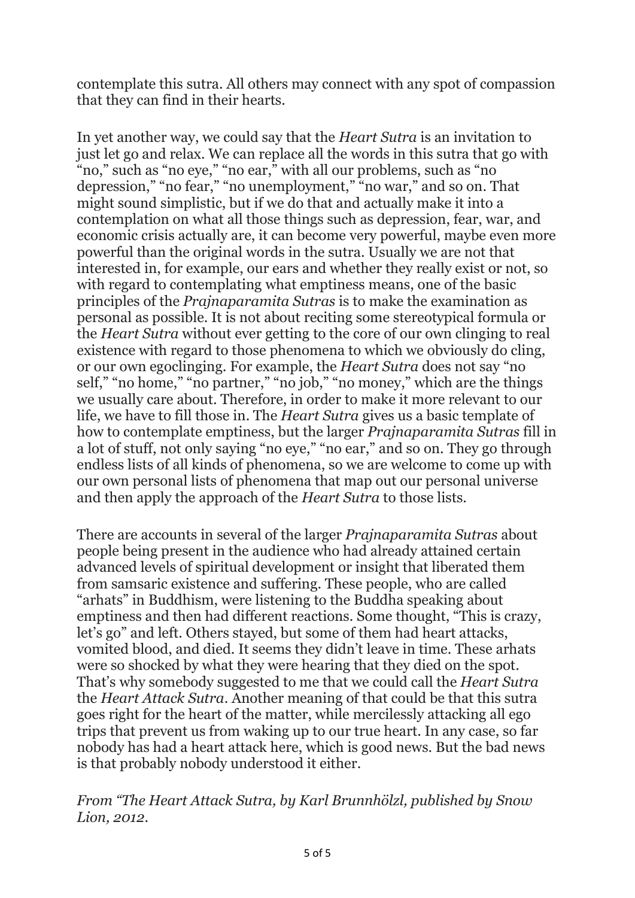contemplate this sutra. All others may connect with any spot of compassion that they can find in their hearts.

In yet another way, we could say that the *Heart Sutra* is an invitation to just let go and relax. We can replace all the words in this sutra that go with "no," such as "no eye," "no ear," with all our problems, such as "no depression," "no fear," "no unemployment," "no war," and so on. That might sound simplistic, but if we do that and actually make it into a contemplation on what all those things such as depression, fear, war, and economic crisis actually are, it can become very powerful, maybe even more powerful than the original words in the sutra. Usually we are not that interested in, for example, our ears and whether they really exist or not, so with regard to contemplating what emptiness means, one of the basic principles of the *Prajnaparamita Sutras* is to make the examination as personal as possible. It is not about reciting some stereotypical formula or the *Heart Sutra* without ever getting to the core of our own clinging to real existence with regard to those phenomena to which we obviously do cling, or our own egoclinging. For example, the *Heart Sutra* does not say "no self," "no home," "no partner," "no job," "no money," which are the things we usually care about. Therefore, in order to make it more relevant to our life, we have to fill those in. The *Heart Sutra* gives us a basic template of how to contemplate emptiness, but the larger *Prajnaparamita Sutras* fill in a lot of stuff, not only saying "no eye," "no ear," and so on. They go through endless lists of all kinds of phenomena, so we are welcome to come up with our own personal lists of phenomena that map out our personal universe and then apply the approach of the *Heart Sutra* to those lists.

There are accounts in several of the larger *Prajnaparamita Sutras* about people being present in the audience who had already attained certain advanced levels of spiritual development or insight that liberated them from samsaric existence and suffering. These people, who are called "arhats" in Buddhism, were listening to the Buddha speaking about emptiness and then had different reactions. Some thought, "This is crazy, let's go" and left. Others stayed, but some of them had heart attacks, vomited blood, and died. It seems they didn't leave in time. These arhats were so shocked by what they were hearing that they died on the spot. That's why somebody suggested to me that we could call the *Heart Sutra* the *Heart Attack Sutra*. Another meaning of that could be that this sutra goes right for the heart of the matter, while mercilessly attacking all ego trips that prevent us from waking up to our true heart. In any case, so far nobody has had a heart attack here, which is good news. But the bad news is that probably nobody understood it either.

*From "The Heart Attack Sutra, by Karl Brunnhölzl, published by Snow Lion, 2012.*